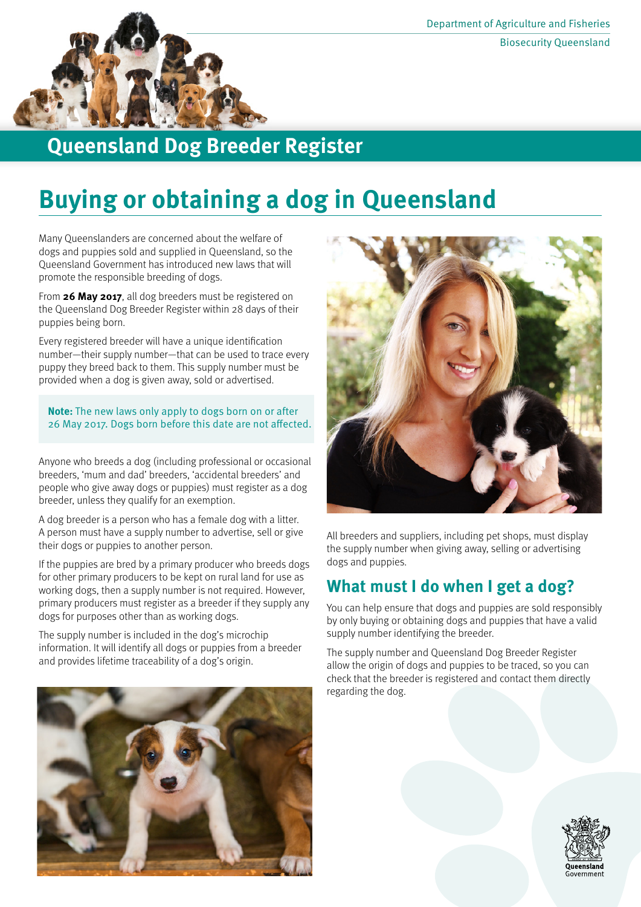Department of Agriculture and Fisheries
Biosecurity Queensland

# Queensland Dog Breeder Register

## Buying or obtaining a dog in Queensland

Many Queenslanders are concerned about the welfare of dogs and puppies sold and supplied in Queensland, so the Queensland Government has introduced new laws that will promote the responsible breeding of dogs.

From **26 May 2017**, all dog breeders must be registered on the Queensland Dog Breeder Register within 28 days of their puppies being born.

Every registered breeder will have a unique identification number—their supply number—that can be used to trace every puppy they breed back to them. This supply number must be provided when a dog is given away, sold or advertised.

> **Note:** The new laws only apply to dogs born on or after 26 May 2017. Dogs born before this date are not affected.

Anyone who breeds a dog (including professional or occasional breeders, 'mum and dad' breeders, 'accidental breeders' and people who give away dogs or puppies) must register as a dog breeder, unless they qualify for an exemption.

A dog breeder is a person who has a female dog with a litter. A person must have a supply number to advertise, sell or give their dogs or puppies to another person.

If the puppies are bred by a primary producer who breeds dogs for other primary producers to be kept on rural land for use as working dogs, then a supply number is not required. However, primary producers must register as a breeder if they supply any dogs for purposes other than as working dogs.

The supply number is included in the dog's microchip information. It will identify all dogs or puppies from a breeder and provides lifetime traceability of a dog's origin.

All breeders and suppliers, including pet shops, must display the supply number when giving away, selling or advertising dogs and puppies.

## What must I do when I get a dog?

You can help ensure that dogs and puppies are sold responsibly by only buying or obtaining dogs and puppies that have a valid supply number identifying the breeder.

The supply number and Queensland Dog Breeder Register allow the origin of dogs and puppies to be traced, so you can check that the breeder is registered and contact them directly regarding the dog.

Queensland Government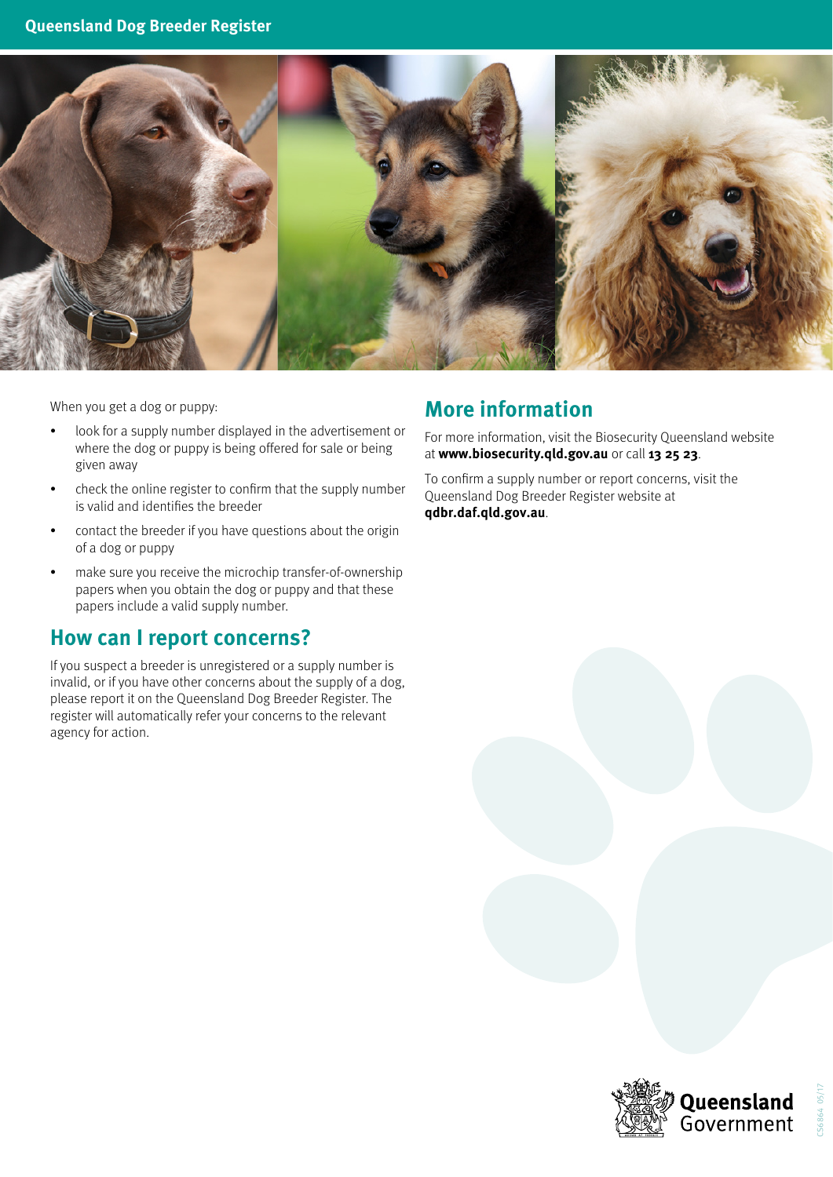When you get a dog or puppy:

- look for a supply number displayed in the advertisement or where the dog or puppy is being offered for sale or being given away
- check the online register to confirm that the supply number is valid and identifies the breeder
- contact the breeder if you have questions about the origin of a dog or puppy
- make sure you receive the microchip transfer-of-ownership papers when you obtain the dog or puppy and that these papers include a valid supply number.

## How can I report concerns?

If you suspect a breeder is unregistered or a supply number is invalid, or if you have other concerns about the supply of a dog, please report it on the Queensland Dog Breeder Register. The register will automatically refer your concerns to the relevant agency for action.

## More information

For more information, visit the Biosecurity Queensland website at **www.biosecurity.qld.gov.au** or call **13 25 23**.

To confirm a supply number or report concerns, visit the Queensland Dog Breeder Register website at **qdbr.daf.qld.gov.au**.

Queensland Government

CS6864 05/17